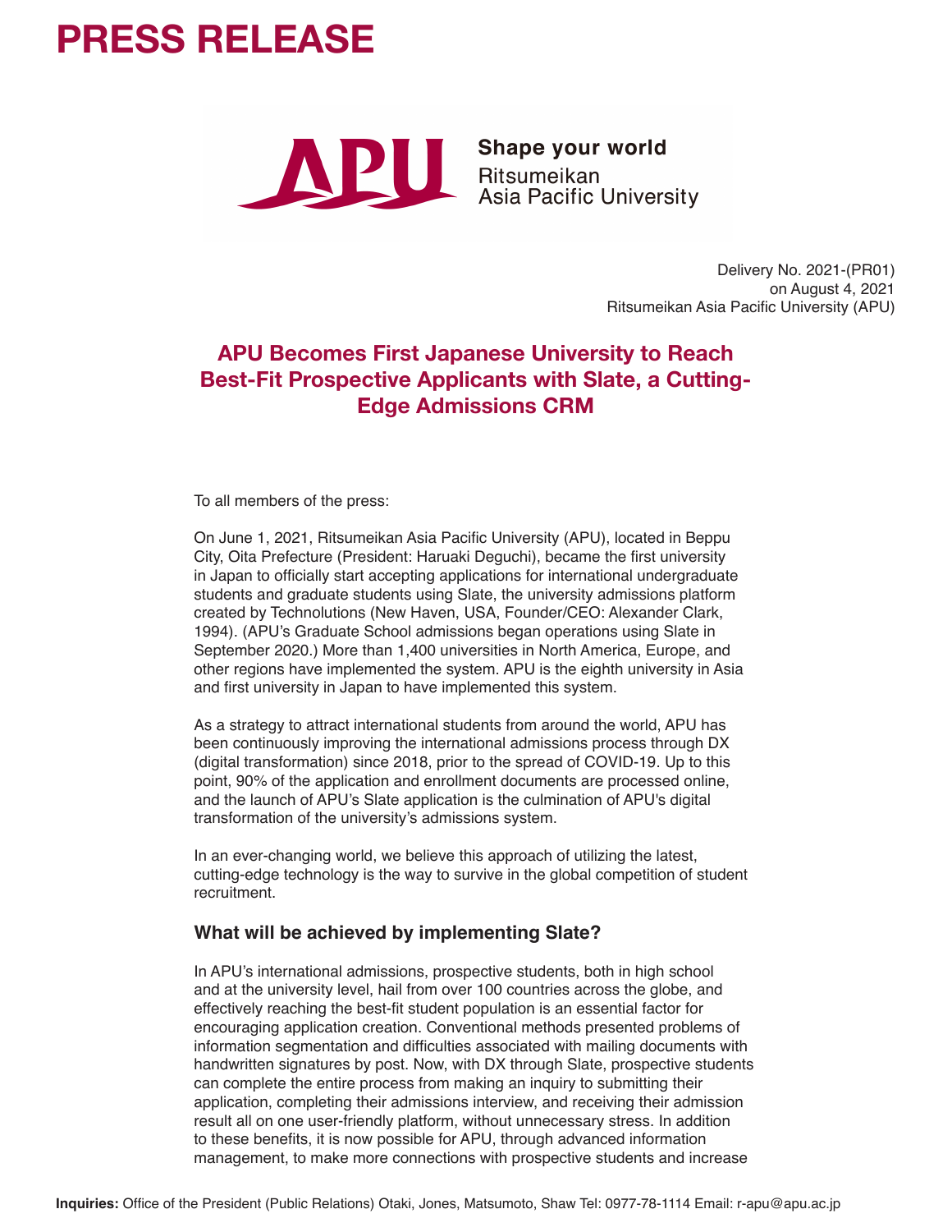# PRESS RELEASE

Shape your world
Ritsumeikan
Asia Pacific University

Delivery No. 2021-(PR01)
on August 4, 2021
Ritsumeikan Asia Pacific University (APU)

## APU Becomes First Japanese University to Reach Best-Fit Prospective Applicants with Slate, a Cutting-Edge Admissions CRM

To all members of the press:

On June 1, 2021, Ritsumeikan Asia Pacific University (APU), located in Beppu City, Oita Prefecture (President: Haruaki Deguchi), became the first university in Japan to officially start accepting applications for international undergraduate students and graduate students using Slate, the university admissions platform created by Technolutions (New Haven, USA, Founder/CEO: Alexander Clark, 1994). (APU's Graduate School admissions began operations using Slate in September 2020.) More than 1,400 universities in North America, Europe, and other regions have implemented the system. APU is the eighth university in Asia and first university in Japan to have implemented this system.

As a strategy to attract international students from around the world, APU has been continuously improving the international admissions process through DX (digital transformation) since 2018, prior to the spread of COVID-19. Up to this point, 90% of the application and enrollment documents are processed online, and the launch of APU's Slate application is the culmination of APU's digital transformation of the university's admissions system.

In an ever-changing world, we believe this approach of utilizing the latest, cutting-edge technology is the way to survive in the global competition of student recruitment.

### What will be achieved by implementing Slate?

In APU's international admissions, prospective students, both in high school and at the university level, hail from over 100 countries across the globe, and effectively reaching the best-fit student population is an essential factor for encouraging application creation. Conventional methods presented problems of information segmentation and difficulties associated with mailing documents with handwritten signatures by post. Now, with DX through Slate, prospective students can complete the entire process from making an inquiry to submitting their application, completing their admissions interview, and receiving their admission result all on one user-friendly platform, without unnecessary stress. In addition to these benefits, it is now possible for APU, through advanced information management, to make more connections with prospective students and increase

**Inquiries:** Office of the President (Public Relations) Otaki, Jones, Matsumoto, Shaw Tel: 0977-78-1114 Email: r-apu@apu.ac.jp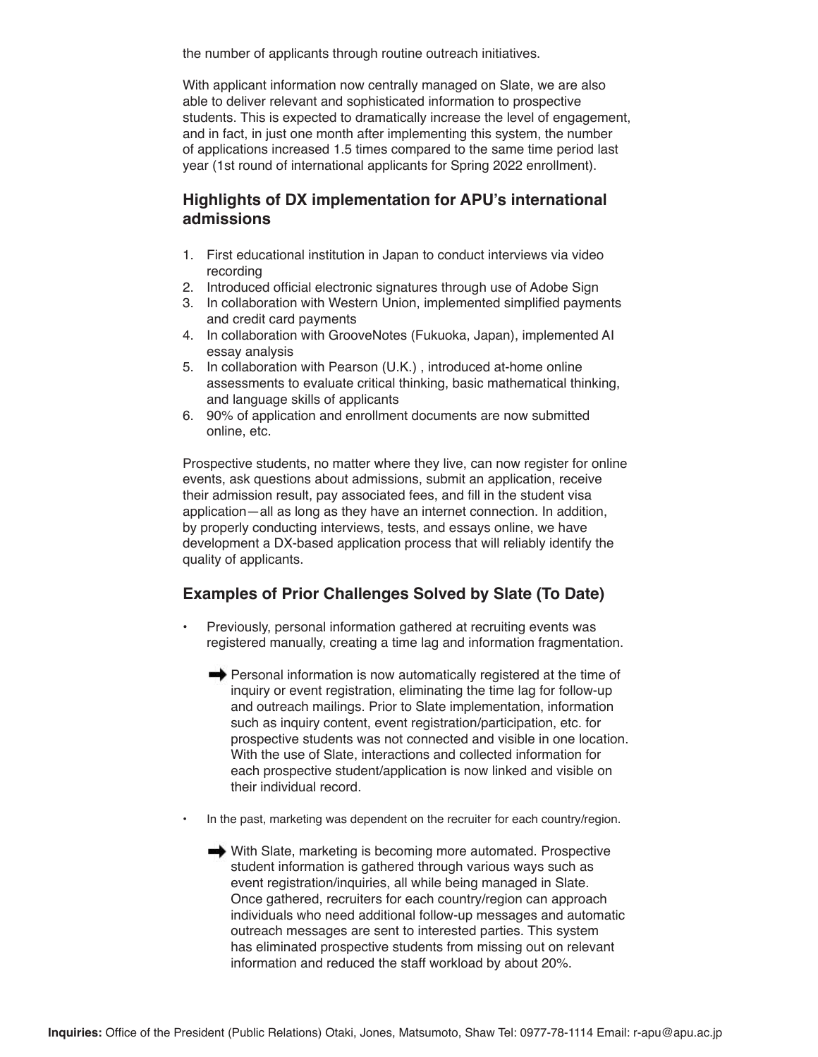the number of applicants through routine outreach initiatives.

With applicant information now centrally managed on Slate, we are also able to deliver relevant and sophisticated information to prospective students. This is expected to dramatically increase the level of engagement, and in fact, in just one month after implementing this system, the number of applications increased 1.5 times compared to the same time period last year (1st round of international applicants for Spring 2022 enrollment).

## Highlights of DX implementation for APU's international admissions

1. First educational institution in Japan to conduct interviews via video recording
2. Introduced official electronic signatures through use of Adobe Sign
3. In collaboration with Western Union, implemented simplified payments and credit card payments
4. In collaboration with GrooveNotes (Fukuoka, Japan), implemented AI essay analysis
5. In collaboration with Pearson (U.K.) , introduced at-home online assessments to evaluate critical thinking, basic mathematical thinking, and language skills of applicants
6. 90% of application and enrollment documents are now submitted online, etc.

Prospective students, no matter where they live, can now register for online events, ask questions about admissions, submit an application, receive their admission result, pay associated fees, and fill in the student visa application—all as long as they have an internet connection. In addition, by properly conducting interviews, tests, and essays online, we have development a DX-based application process that will reliably identify the quality of applicants.

## Examples of Prior Challenges Solved by Slate (To Date)

- Previously, personal information gathered at recruiting events was registered manually, creating a time lag and information fragmentation.

  ➡ Personal information is now automatically registered at the time of inquiry or event registration, eliminating the time lag for follow-up and outreach mailings. Prior to Slate implementation, information such as inquiry content, event registration/participation, etc. for prospective students was not connected and visible in one location. With the use of Slate, interactions and collected information for each prospective student/application is now linked and visible on their individual record.

- In the past, marketing was dependent on the recruiter for each country/region.

  ➡ With Slate, marketing is becoming more automated. Prospective student information is gathered through various ways such as event registration/inquiries, all while being managed in Slate. Once gathered, recruiters for each country/region can approach individuals who need additional follow-up messages and automatic outreach messages are sent to interested parties. This system has eliminated prospective students from missing out on relevant information and reduced the staff workload by about 20%.

**Inquiries:** Office of the President (Public Relations) Otaki, Jones, Matsumoto, Shaw Tel: 0977-78-1114 Email: r-apu@apu.ac.jp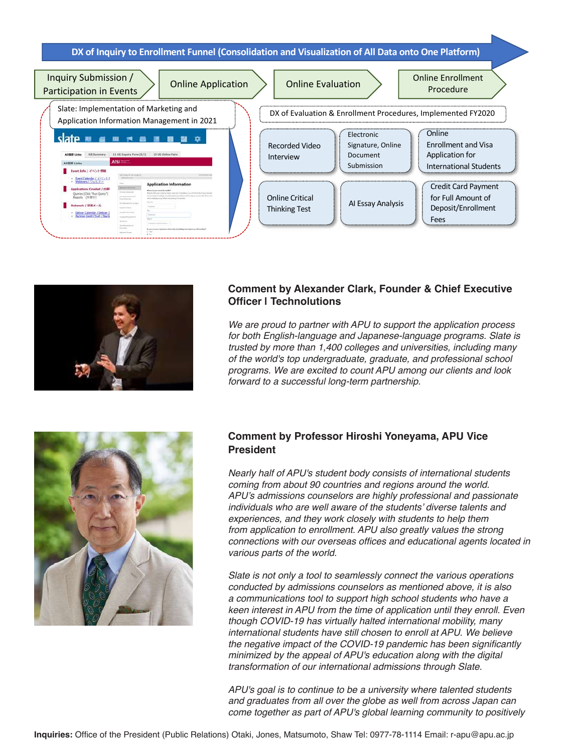**DX of Inquiry to Enrollment Funnel (Consolidation and Visualization of All Data onto One Platform)**

Inquiry Submission / Participation in Events → Online Application → Online Evaluation → Online Enrollment Procedure

Slate: Implementation of Marketing and Application Information Management in 2021

DX of Evaluation & Enrollment Procedures, Implemented FY2020

- Recorded Video Interview
- Electronic Signature, Online Document Submission
- Online Enrollment and Visa Application for International Students
- Online Critical Thinking Test
- AI Essay Analysis
- Credit Card Payment for Full Amount of Deposit/Enrollment Fees

### Comment by Alexander Clark, Founder & Chief Executive Officer I Technolutions

*We are proud to partner with APU to support the application process for both English-language and Japanese-language programs. Slate is trusted by more than 1,400 colleges and universities, including many of the world's top undergraduate, graduate, and professional school programs. We are excited to count APU among our clients and look forward to a successful long-term partnership.*

### Comment by Professor Hiroshi Yoneyama, APU Vice President

*Nearly half of APU's student body consists of international students coming from about 90 countries and regions around the world. APU's admissions counselors are highly professional and passionate individuals who are well aware of the students' diverse talents and experiences, and they work closely with students to help them from application to enrollment. APU also greatly values the strong connections with our overseas offices and educational agents located in various parts of the world.*

*Slate is not only a tool to seamlessly connect the various operations conducted by admissions counselors as mentioned above, it is also a communications tool to support high school students who have a keen interest in APU from the time of application until they enroll. Even though COVID-19 has virtually halted international mobility, many international students have still chosen to enroll at APU. We believe the negative impact of the COVID-19 pandemic has been significantly minimized by the appeal of APU's education along with the digital transformation of our international admissions through Slate.*

*APU's goal is to continue to be a university where talented students and graduates from all over the globe as well from across Japan can come together as part of APU's global learning community to positively*

**Inquiries:** Office of the President (Public Relations) Otaki, Jones, Matsumoto, Shaw Tel: 0977-78-1114 Email: r-apu@apu.ac.jp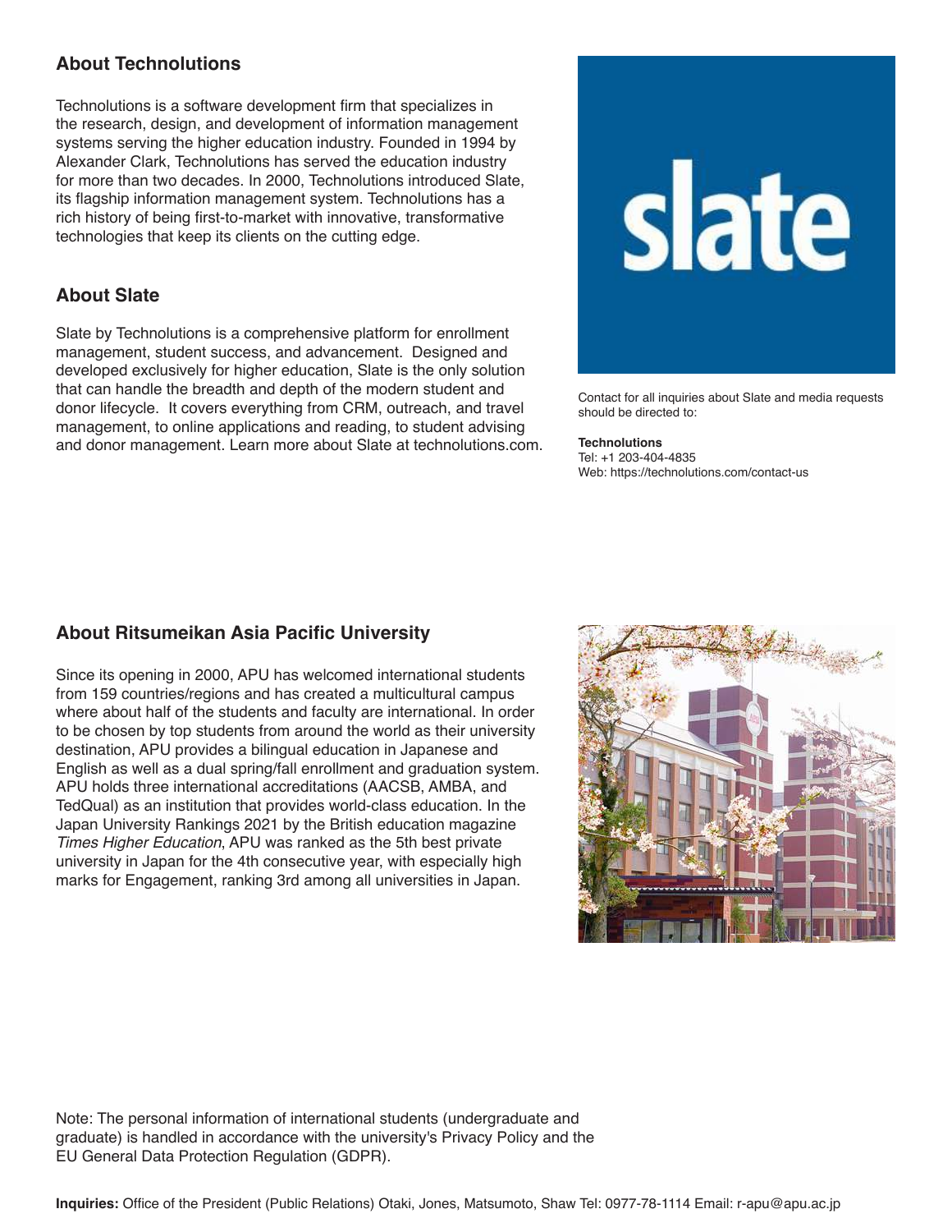## About Technolutions

Technolutions is a software development firm that specializes in the research, design, and development of information management systems serving the higher education industry. Founded in 1994 by Alexander Clark, Technolutions has served the education industry for more than two decades. In 2000, Technolutions introduced Slate, its flagship information management system. Technolutions has a rich history of being first-to-market with innovative, transformative technologies that keep its clients on the cutting edge.

## About Slate

Slate by Technolutions is a comprehensive platform for enrollment management, student success, and advancement. Designed and developed exclusively for higher education, Slate is the only solution that can handle the breadth and depth of the modern student and donor lifecycle. It covers everything from CRM, outreach, and travel management, to online applications and reading, to student advising and donor management. Learn more about Slate at technolutions.com.

slate

Contact for all inquiries about Slate and media requests should be directed to:

**Technolutions**
Tel: +1 203-404-4835
Web: https://technolutions.com/contact-us

## About Ritsumeikan Asia Pacific University

Since its opening in 2000, APU has welcomed international students from 159 countries/regions and has created a multicultural campus where about half of the students and faculty are international. In order to be chosen by top students from around the world as their university destination, APU provides a bilingual education in Japanese and English as well as a dual spring/fall enrollment and graduation system. APU holds three international accreditations (AACSB, AMBA, and TedQual) as an institution that provides world-class education. In the Japan University Rankings 2021 by the British education magazine *Times Higher Education*, APU was ranked as the 5th best private university in Japan for the 4th consecutive year, with especially high marks for Engagement, ranking 3rd among all universities in Japan.

Note: The personal information of international students (undergraduate and graduate) is handled in accordance with the university's Privacy Policy and the EU General Data Protection Regulation (GDPR).

**Inquiries:** Office of the President (Public Relations) Otaki, Jones, Matsumoto, Shaw Tel: 0977-78-1114 Email: r-apu@apu.ac.jp